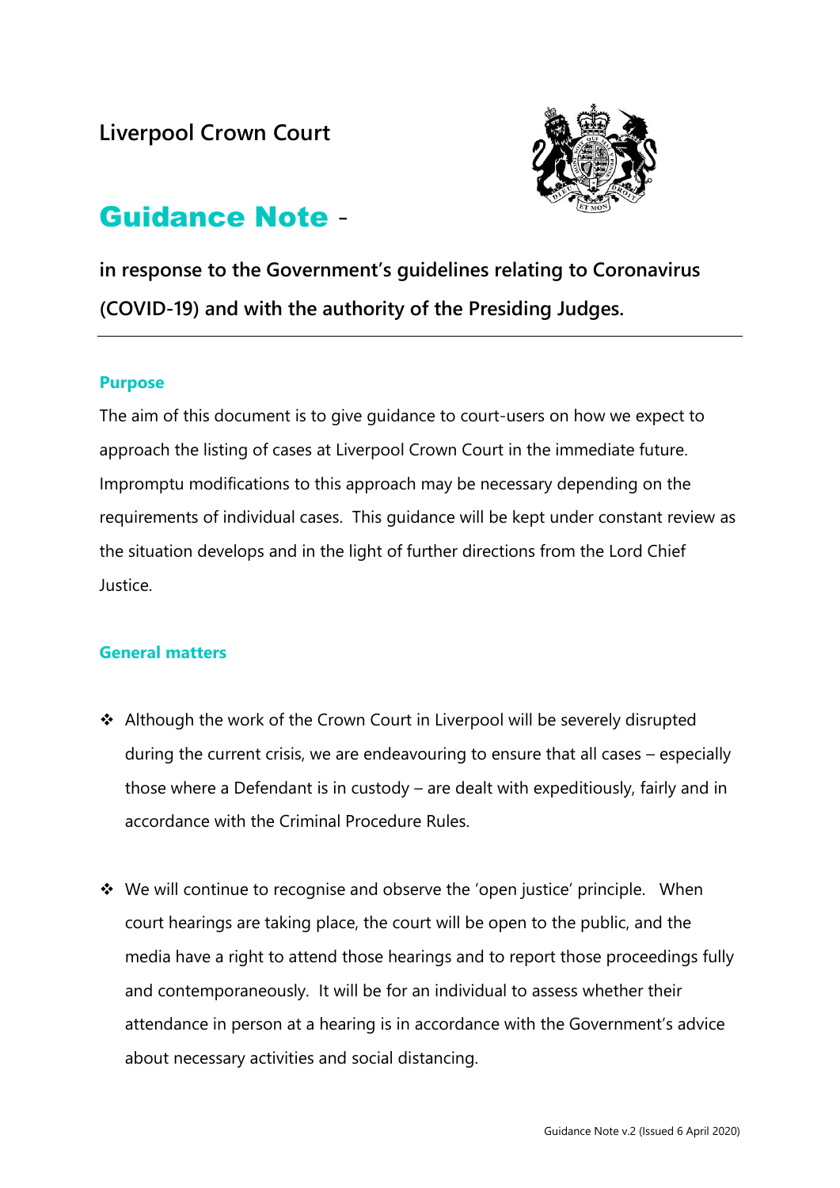**Liverpool Crown Court**

# Guidance Note -

**in response to the Government's guidelines relating to Coronavirus (COVID-19) and with the authority of the Presiding Judges.**

---

## Purpose

The aim of this document is to give guidance to court-users on how we expect to approach the listing of cases at Liverpool Crown Court in the immediate future. Impromptu modifications to this approach may be necessary depending on the requirements of individual cases. This guidance will be kept under constant review as the situation develops and in the light of further directions from the Lord Chief Justice.

## General matters

- Although the work of the Crown Court in Liverpool will be severely disrupted during the current crisis, we are endeavouring to ensure that all cases – especially those where a Defendant is in custody – are dealt with expeditiously, fairly and in accordance with the Criminal Procedure Rules.

- We will continue to recognise and observe the 'open justice' principle. When court hearings are taking place, the court will be open to the public, and the media have a right to attend those hearings and to report those proceedings fully and contemporaneously. It will be for an individual to assess whether their attendance in person at a hearing is in accordance with the Government's advice about necessary activities and social distancing.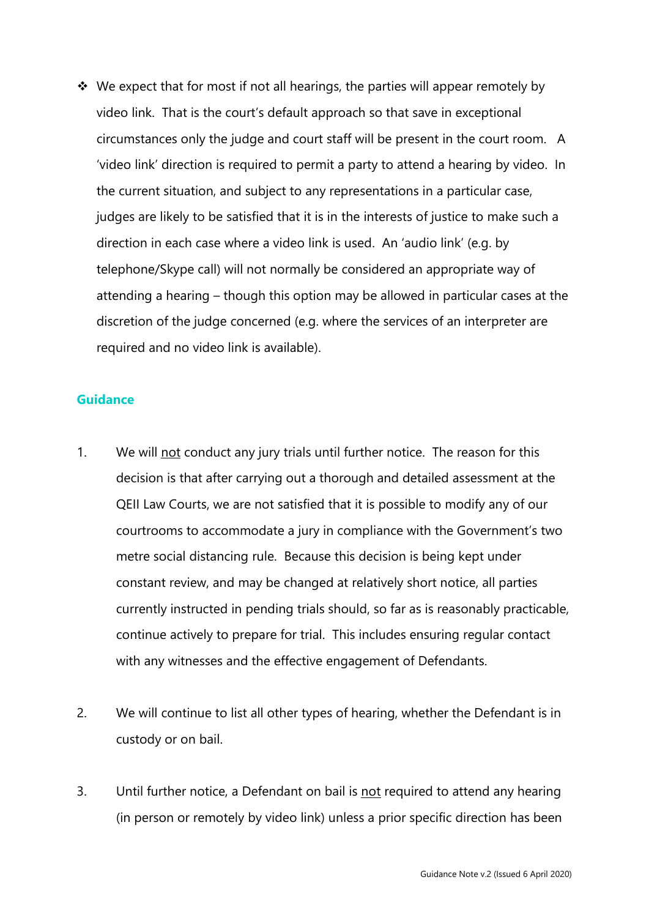- ❖ We expect that for most if not all hearings, the parties will appear remotely by video link. That is the court's default approach so that save in exceptional circumstances only the judge and court staff will be present in the court room. A 'video link' direction is required to permit a party to attend a hearing by video. In the current situation, and subject to any representations in a particular case, judges are likely to be satisfied that it is in the interests of justice to make such a direction in each case where a video link is used. An 'audio link' (e.g. by telephone/Skype call) will not normally be considered an appropriate way of attending a hearing – though this option may be allowed in particular cases at the discretion of the judge concerned (e.g. where the services of an interpreter are required and no video link is available).

## Guidance

1. We will not conduct any jury trials until further notice. The reason for this decision is that after carrying out a thorough and detailed assessment at the QEII Law Courts, we are not satisfied that it is possible to modify any of our courtrooms to accommodate a jury in compliance with the Government's two metre social distancing rule. Because this decision is being kept under constant review, and may be changed at relatively short notice, all parties currently instructed in pending trials should, so far as is reasonably practicable, continue actively to prepare for trial. This includes ensuring regular contact with any witnesses and the effective engagement of Defendants.

2. We will continue to list all other types of hearing, whether the Defendant is in custody or on bail.

3. Until further notice, a Defendant on bail is not required to attend any hearing (in person or remotely by video link) unless a prior specific direction has been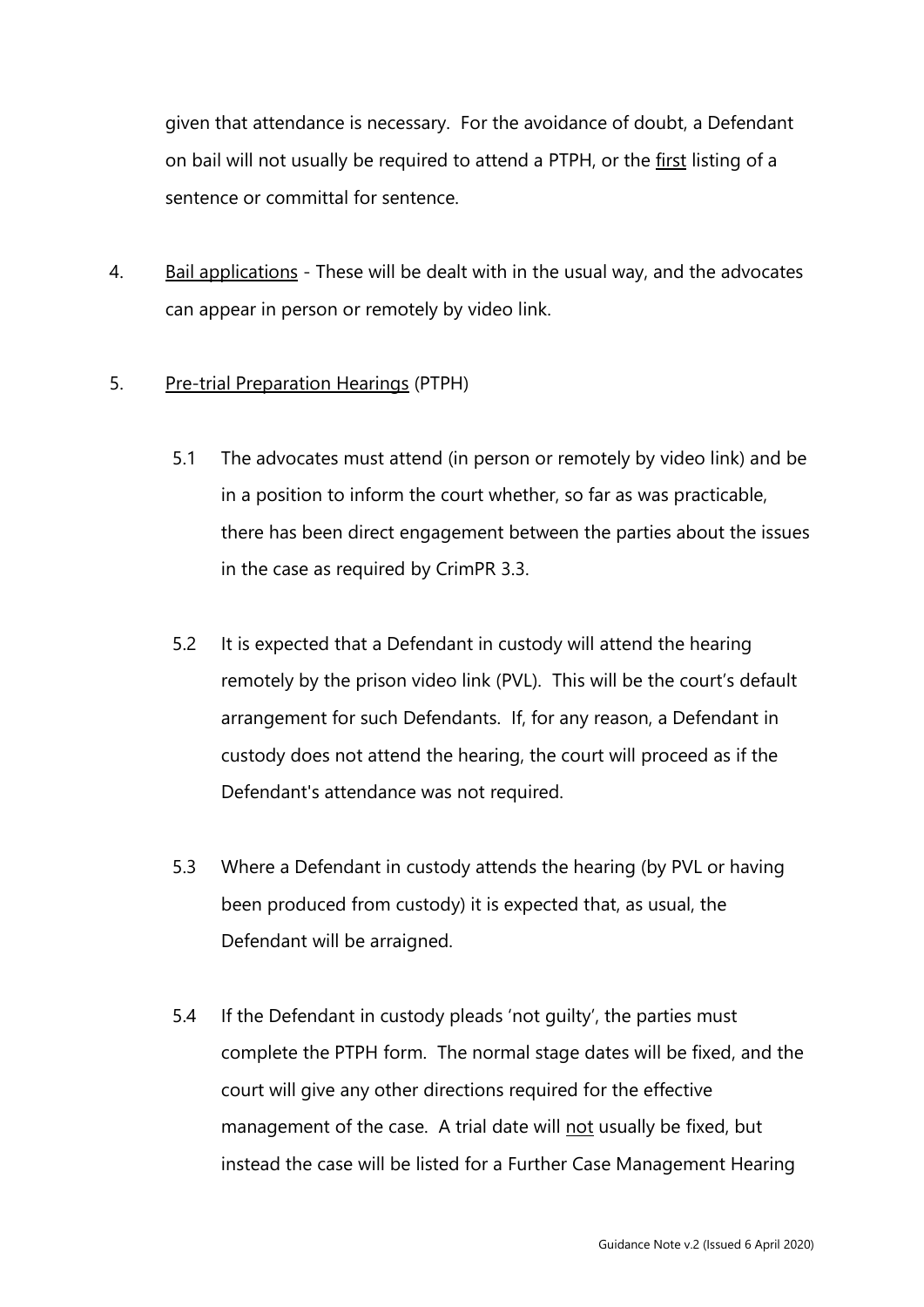given that attendance is necessary. For the avoidance of doubt, a Defendant on bail will not usually be required to attend a PTPH, or the first listing of a sentence or committal for sentence.

4. Bail applications - These will be dealt with in the usual way, and the advocates can appear in person or remotely by video link.

5. Pre-trial Preparation Hearings (PTPH)

   5.1 The advocates must attend (in person or remotely by video link) and be in a position to inform the court whether, so far as was practicable, there has been direct engagement between the parties about the issues in the case as required by CrimPR 3.3.

   5.2 It is expected that a Defendant in custody will attend the hearing remotely by the prison video link (PVL). This will be the court's default arrangement for such Defendants. If, for any reason, a Defendant in custody does not attend the hearing, the court will proceed as if the Defendant's attendance was not required.

   5.3 Where a Defendant in custody attends the hearing (by PVL or having been produced from custody) it is expected that, as usual, the Defendant will be arraigned.

   5.4 If the Defendant in custody pleads 'not guilty', the parties must complete the PTPH form. The normal stage dates will be fixed, and the court will give any other directions required for the effective management of the case. A trial date will not usually be fixed, but instead the case will be listed for a Further Case Management Hearing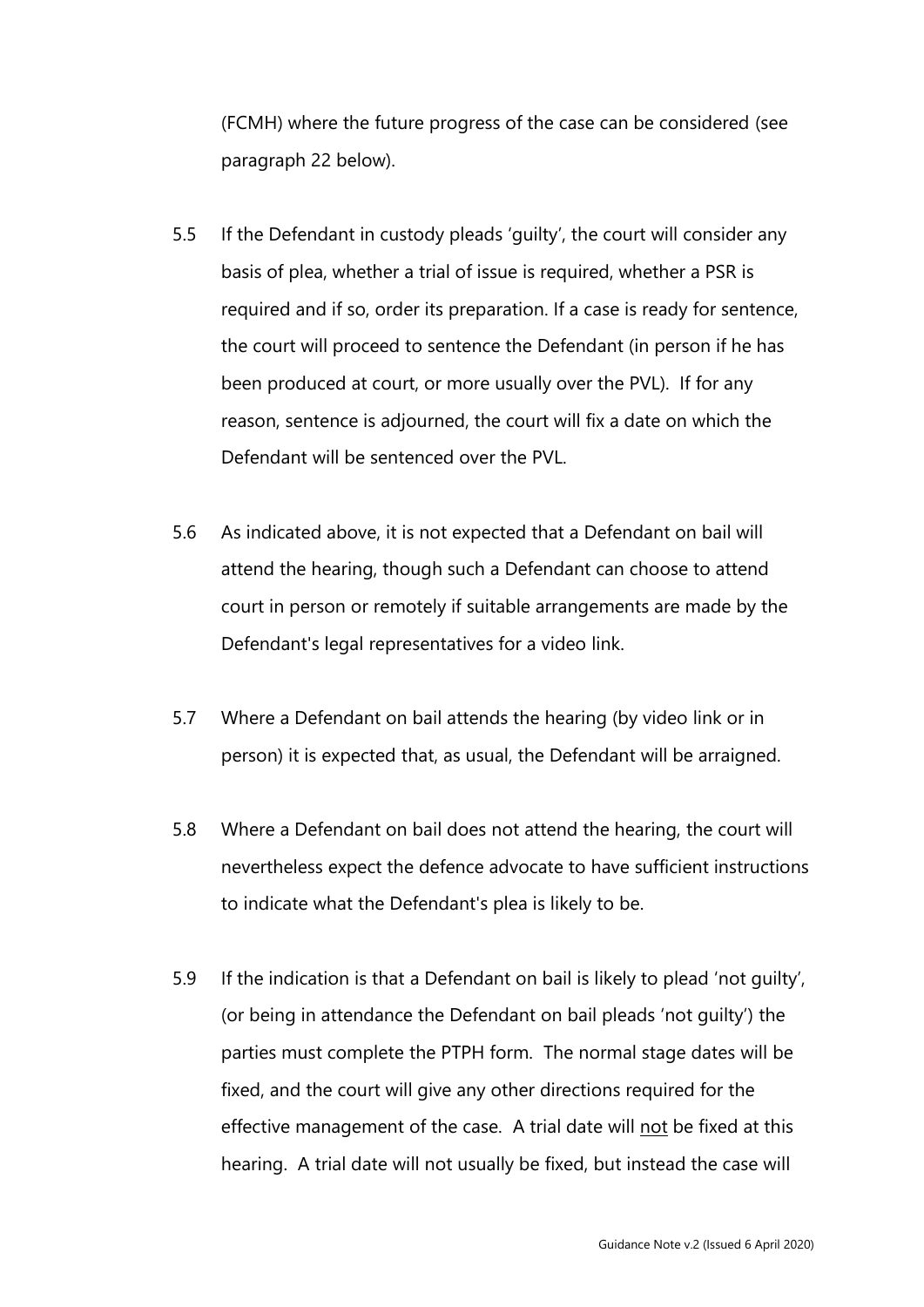(FCMH) where the future progress of the case can be considered (see paragraph 22 below).

5.5 If the Defendant in custody pleads 'guilty', the court will consider any basis of plea, whether a trial of issue is required, whether a PSR is required and if so, order its preparation. If a case is ready for sentence, the court will proceed to sentence the Defendant (in person if he has been produced at court, or more usually over the PVL). If for any reason, sentence is adjourned, the court will fix a date on which the Defendant will be sentenced over the PVL.

5.6 As indicated above, it is not expected that a Defendant on bail will attend the hearing, though such a Defendant can choose to attend court in person or remotely if suitable arrangements are made by the Defendant's legal representatives for a video link.

5.7 Where a Defendant on bail attends the hearing (by video link or in person) it is expected that, as usual, the Defendant will be arraigned.

5.8 Where a Defendant on bail does not attend the hearing, the court will nevertheless expect the defence advocate to have sufficient instructions to indicate what the Defendant's plea is likely to be.

5.9 If the indication is that a Defendant on bail is likely to plead 'not guilty', (or being in attendance the Defendant on bail pleads 'not guilty') the parties must complete the PTPH form. The normal stage dates will be fixed, and the court will give any other directions required for the effective management of the case. A trial date will <u>not</u> be fixed at this hearing. A trial date will not usually be fixed, but instead the case will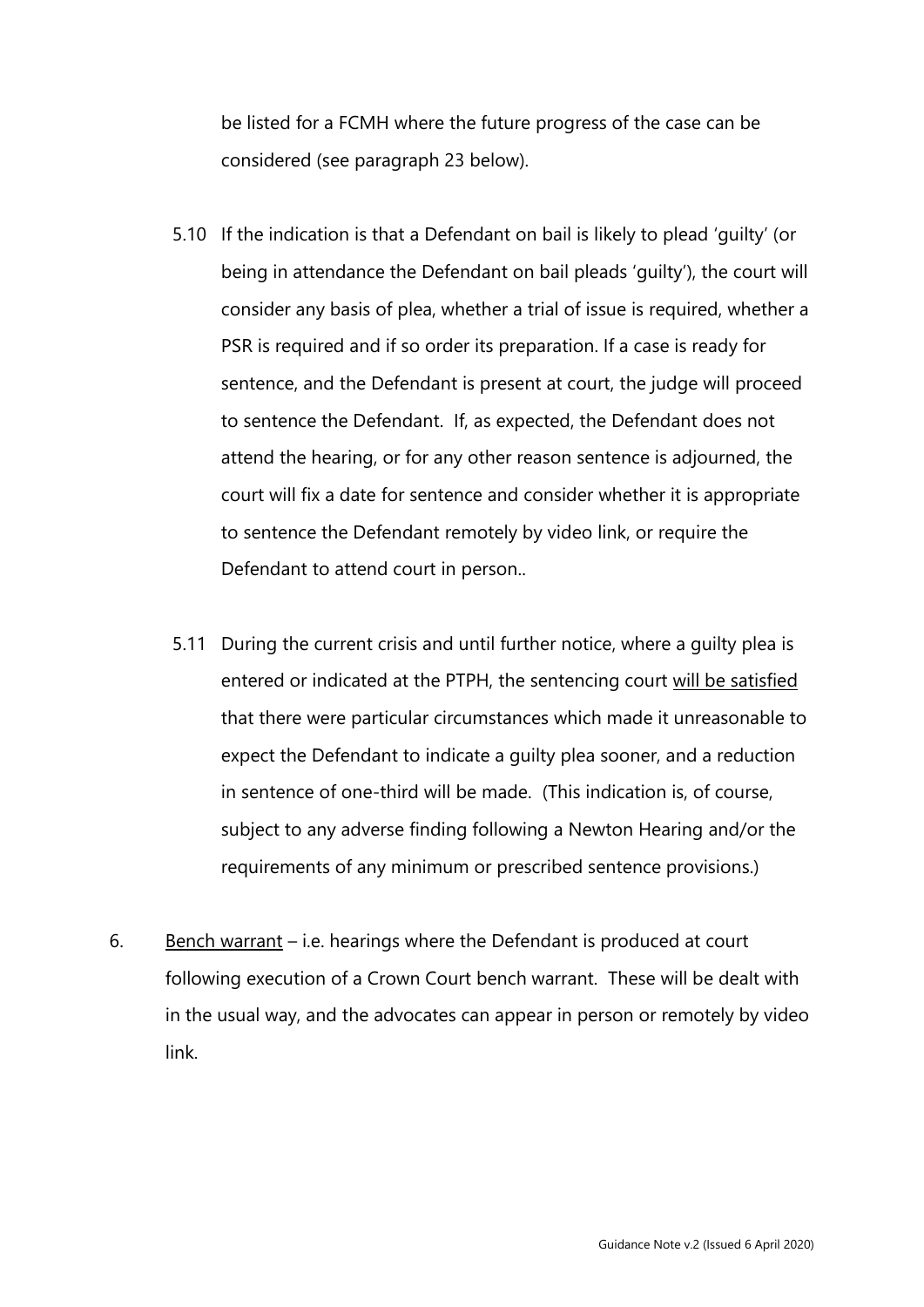be listed for a FCMH where the future progress of the case can be considered (see paragraph 23 below).

5.10 If the indication is that a Defendant on bail is likely to plead 'guilty' (or being in attendance the Defendant on bail pleads 'guilty'), the court will consider any basis of plea, whether a trial of issue is required, whether a PSR is required and if so order its preparation. If a case is ready for sentence, and the Defendant is present at court, the judge will proceed to sentence the Defendant. If, as expected, the Defendant does not attend the hearing, or for any other reason sentence is adjourned, the court will fix a date for sentence and consider whether it is appropriate to sentence the Defendant remotely by video link, or require the Defendant to attend court in person..

5.11 During the current crisis and until further notice, where a guilty plea is entered or indicated at the PTPH, the sentencing court <u>will be satisfied</u> that there were particular circumstances which made it unreasonable to expect the Defendant to indicate a guilty plea sooner, and a reduction in sentence of one-third will be made. (This indication is, of course, subject to any adverse finding following a Newton Hearing and/or the requirements of any minimum or prescribed sentence provisions.)

6. <u>Bench warrant</u> – i.e. hearings where the Defendant is produced at court following execution of a Crown Court bench warrant. These will be dealt with in the usual way, and the advocates can appear in person or remotely by video link.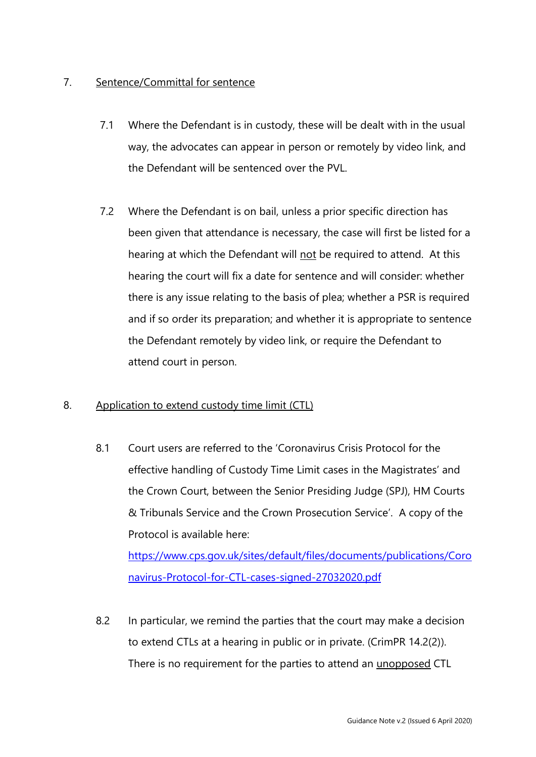7. <u>Sentence/Committal for sentence</u>

7.1 Where the Defendant is in custody, these will be dealt with in the usual way, the advocates can appear in person or remotely by video link, and the Defendant will be sentenced over the PVL.

7.2 Where the Defendant is on bail, unless a prior specific direction has been given that attendance is necessary, the case will first be listed for a hearing at which the Defendant will <u>not</u> be required to attend. At this hearing the court will fix a date for sentence and will consider: whether there is any issue relating to the basis of plea; whether a PSR is required and if so order its preparation; and whether it is appropriate to sentence the Defendant remotely by video link, or require the Defendant to attend court in person.

8. <u>Application to extend custody time limit (CTL)</u>

8.1 Court users are referred to the 'Coronavirus Crisis Protocol for the effective handling of Custody Time Limit cases in the Magistrates' and the Crown Court, between the Senior Presiding Judge (SPJ), HM Courts & Tribunals Service and the Crown Prosecution Service'. A copy of the Protocol is available here: https://www.cps.gov.uk/sites/default/files/documents/publications/Coronavirus-Protocol-for-CTL-cases-signed-27032020.pdf

8.2 In particular, we remind the parties that the court may make a decision to extend CTLs at a hearing in public or in private. (CrimPR 14.2(2)). There is no requirement for the parties to attend an <u>unopposed</u> CTL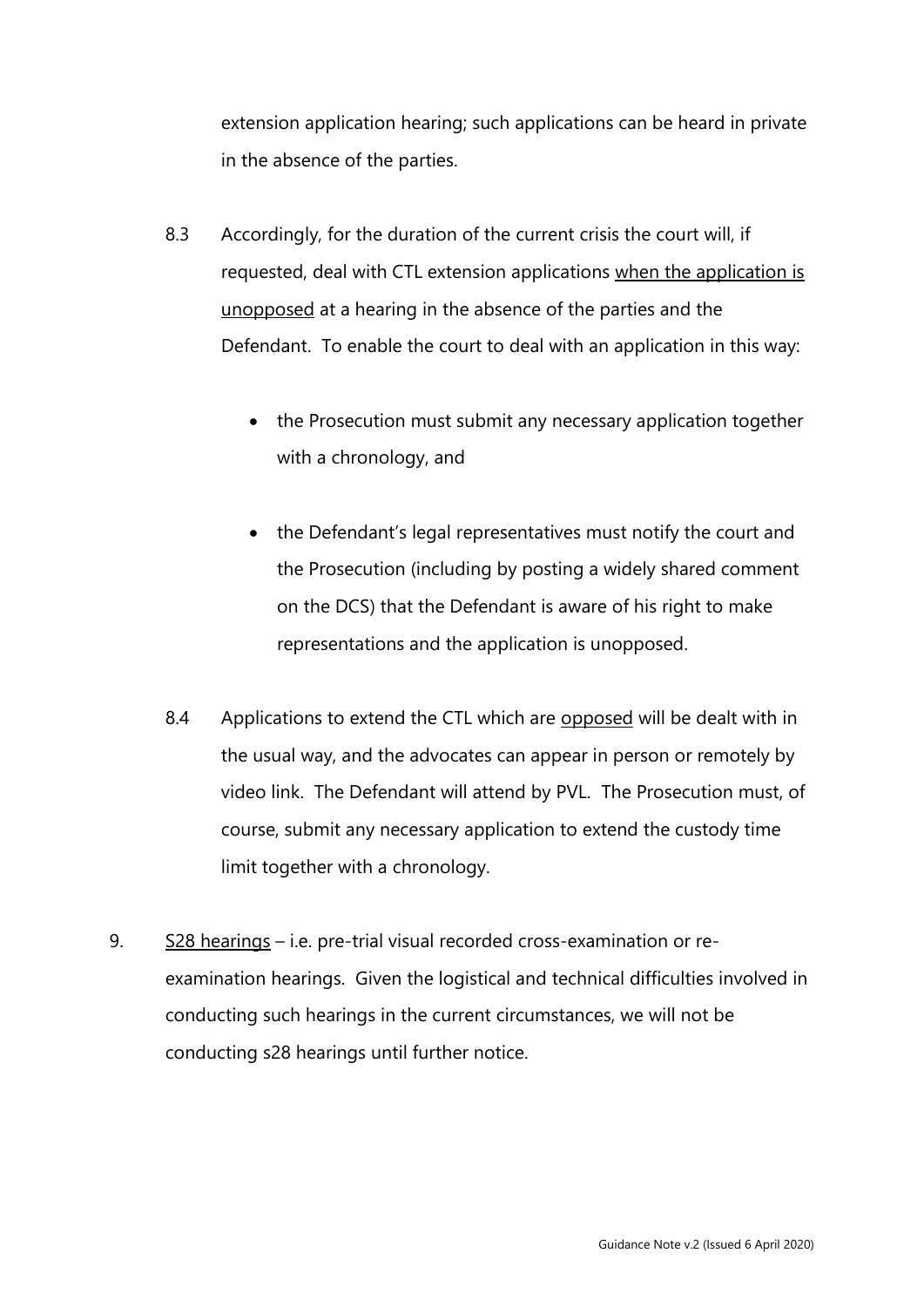extension application hearing; such applications can be heard in private in the absence of the parties.

8.3 Accordingly, for the duration of the current crisis the court will, if requested, deal with CTL extension applications <u>when the application is unopposed</u> at a hearing in the absence of the parties and the Defendant. To enable the court to deal with an application in this way:

- the Prosecution must submit any necessary application together with a chronology, and

- the Defendant's legal representatives must notify the court and the Prosecution (including by posting a widely shared comment on the DCS) that the Defendant is aware of his right to make representations and the application is unopposed.

8.4 Applications to extend the CTL which are <u>opposed</u> will be dealt with in the usual way, and the advocates can appear in person or remotely by video link. The Defendant will attend by PVL. The Prosecution must, of course, submit any necessary application to extend the custody time limit together with a chronology.

9. <u>S28 hearings</u> – i.e. pre-trial visual recorded cross-examination or re-examination hearings. Given the logistical and technical difficulties involved in conducting such hearings in the current circumstances, we will not be conducting s28 hearings until further notice.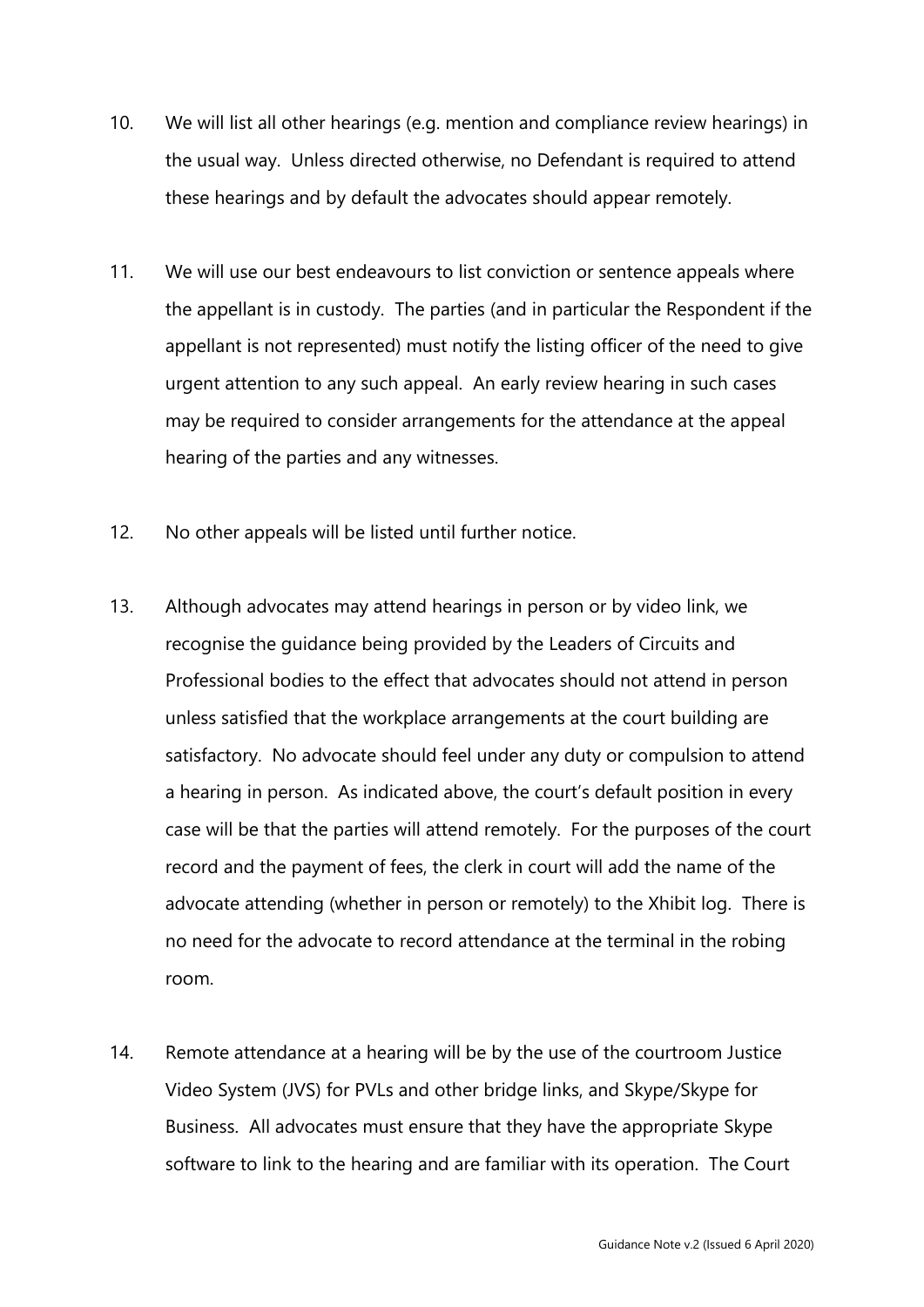10. We will list all other hearings (e.g. mention and compliance review hearings) in the usual way. Unless directed otherwise, no Defendant is required to attend these hearings and by default the advocates should appear remotely.

11. We will use our best endeavours to list conviction or sentence appeals where the appellant is in custody. The parties (and in particular the Respondent if the appellant is not represented) must notify the listing officer of the need to give urgent attention to any such appeal. An early review hearing in such cases may be required to consider arrangements for the attendance at the appeal hearing of the parties and any witnesses.

12. No other appeals will be listed until further notice.

13. Although advocates may attend hearings in person or by video link, we recognise the guidance being provided by the Leaders of Circuits and Professional bodies to the effect that advocates should not attend in person unless satisfied that the workplace arrangements at the court building are satisfactory. No advocate should feel under any duty or compulsion to attend a hearing in person. As indicated above, the court's default position in every case will be that the parties will attend remotely. For the purposes of the court record and the payment of fees, the clerk in court will add the name of the advocate attending (whether in person or remotely) to the Xhibit log. There is no need for the advocate to record attendance at the terminal in the robing room.

14. Remote attendance at a hearing will be by the use of the courtroom Justice Video System (JVS) for PVLs and other bridge links, and Skype/Skype for Business. All advocates must ensure that they have the appropriate Skype software to link to the hearing and are familiar with its operation. The Court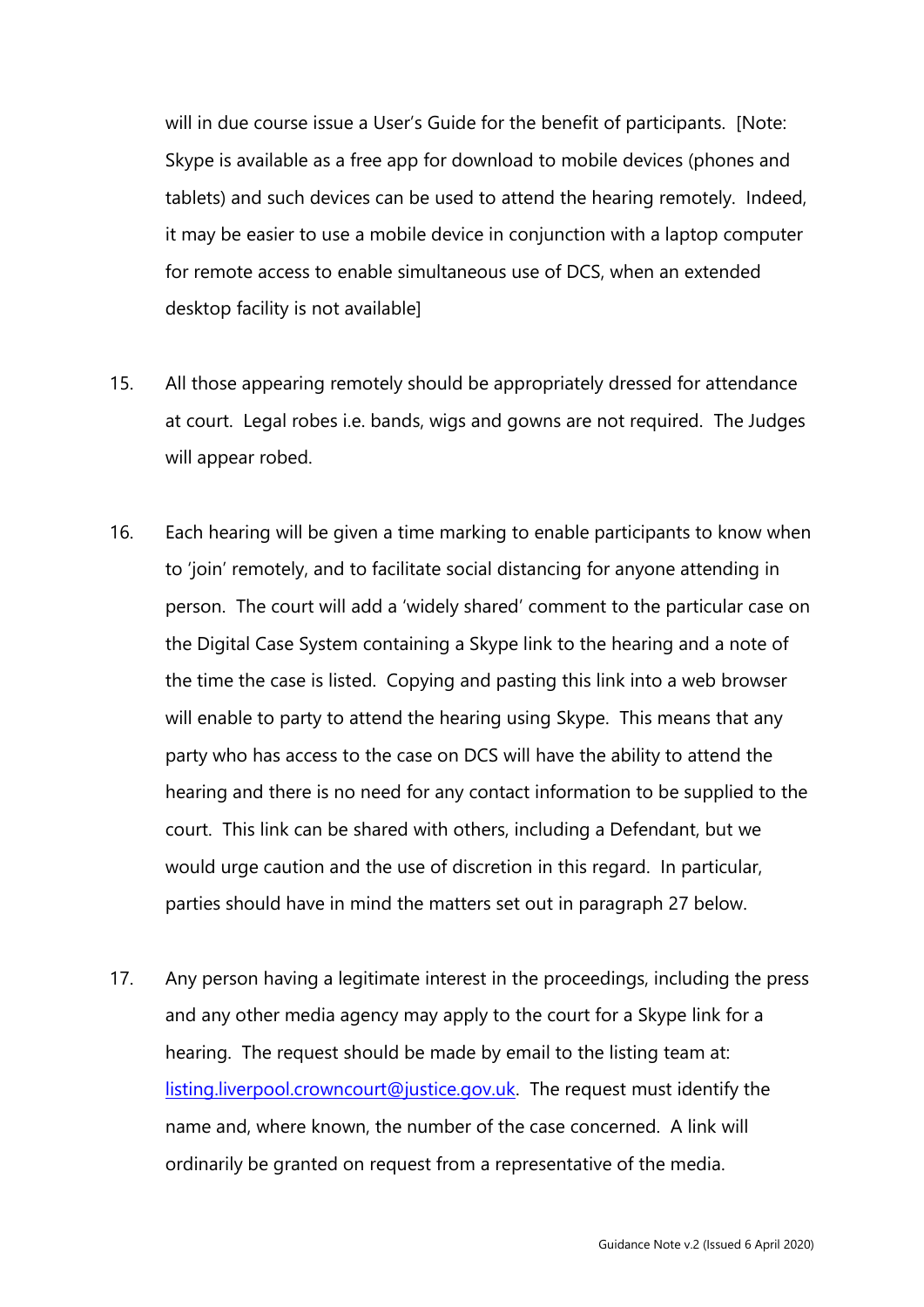will in due course issue a User's Guide for the benefit of participants. [Note: Skype is available as a free app for download to mobile devices (phones and tablets) and such devices can be used to attend the hearing remotely. Indeed, it may be easier to use a mobile device in conjunction with a laptop computer for remote access to enable simultaneous use of DCS, when an extended desktop facility is not available]

15. All those appearing remotely should be appropriately dressed for attendance at court. Legal robes i.e. bands, wigs and gowns are not required. The Judges will appear robed.

16. Each hearing will be given a time marking to enable participants to know when to 'join' remotely, and to facilitate social distancing for anyone attending in person. The court will add a 'widely shared' comment to the particular case on the Digital Case System containing a Skype link to the hearing and a note of the time the case is listed. Copying and pasting this link into a web browser will enable to party to attend the hearing using Skype. This means that any party who has access to the case on DCS will have the ability to attend the hearing and there is no need for any contact information to be supplied to the court. This link can be shared with others, including a Defendant, but we would urge caution and the use of discretion in this regard. In particular, parties should have in mind the matters set out in paragraph 27 below.

17. Any person having a legitimate interest in the proceedings, including the press and any other media agency may apply to the court for a Skype link for a hearing. The request should be made by email to the listing team at: [listing.liverpool.crowncourt@justice.gov.uk](mailto:listing.liverpool.crowncourt@justice.gov.uk). The request must identify the name and, where known, the number of the case concerned. A link will ordinarily be granted on request from a representative of the media.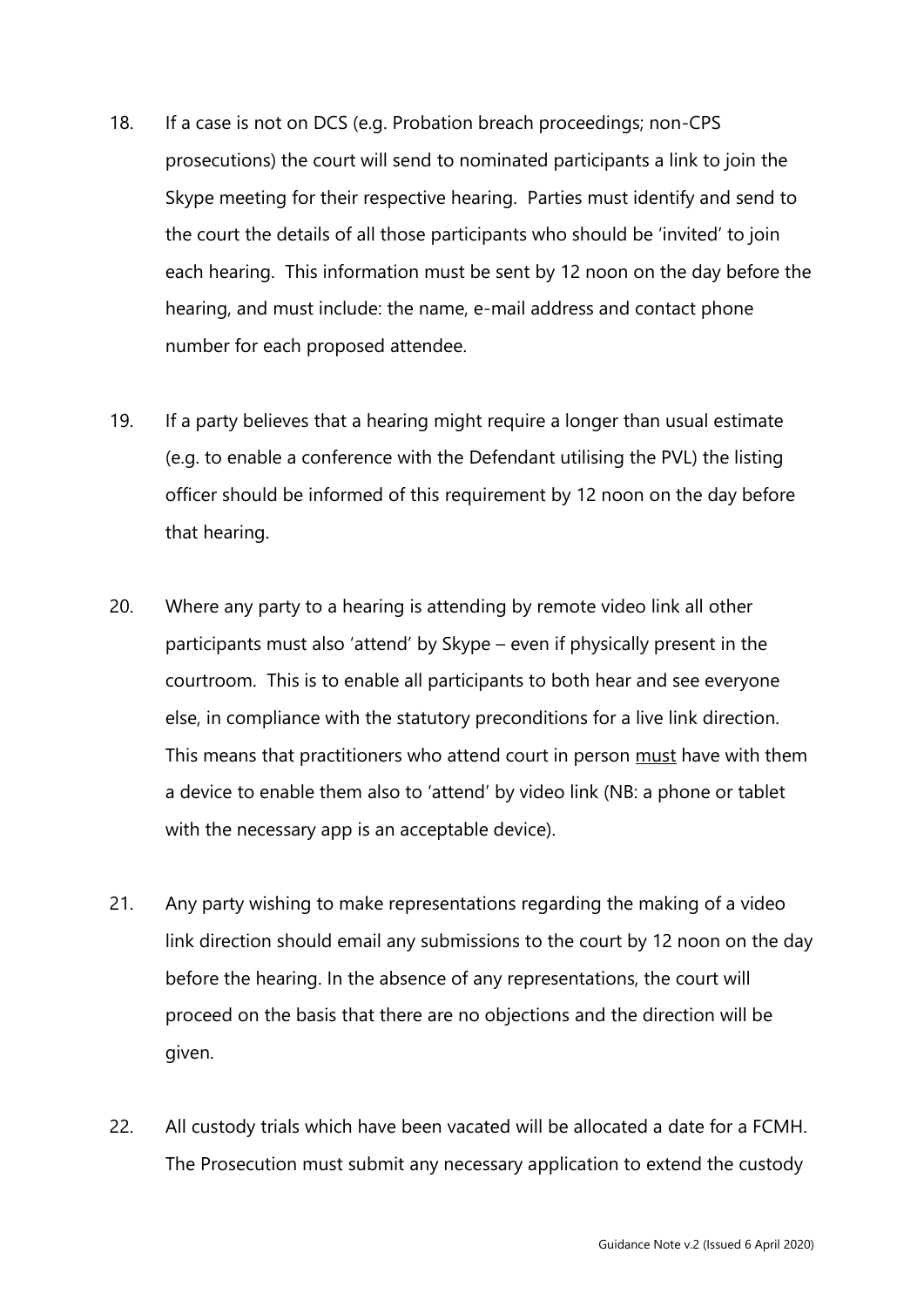18. If a case is not on DCS (e.g. Probation breach proceedings; non-CPS prosecutions) the court will send to nominated participants a link to join the Skype meeting for their respective hearing. Parties must identify and send to the court the details of all those participants who should be 'invited' to join each hearing. This information must be sent by 12 noon on the day before the hearing, and must include: the name, e-mail address and contact phone number for each proposed attendee.

19. If a party believes that a hearing might require a longer than usual estimate (e.g. to enable a conference with the Defendant utilising the PVL) the listing officer should be informed of this requirement by 12 noon on the day before that hearing.

20. Where any party to a hearing is attending by remote video link all other participants must also 'attend' by Skype – even if physically present in the courtroom. This is to enable all participants to both hear and see everyone else, in compliance with the statutory preconditions for a live link direction. This means that practitioners who attend court in person <u>must</u> have with them a device to enable them also to 'attend' by video link (NB: a phone or tablet with the necessary app is an acceptable device).

21. Any party wishing to make representations regarding the making of a video link direction should email any submissions to the court by 12 noon on the day before the hearing. In the absence of any representations, the court will proceed on the basis that there are no objections and the direction will be given.

22. All custody trials which have been vacated will be allocated a date for a FCMH. The Prosecution must submit any necessary application to extend the custody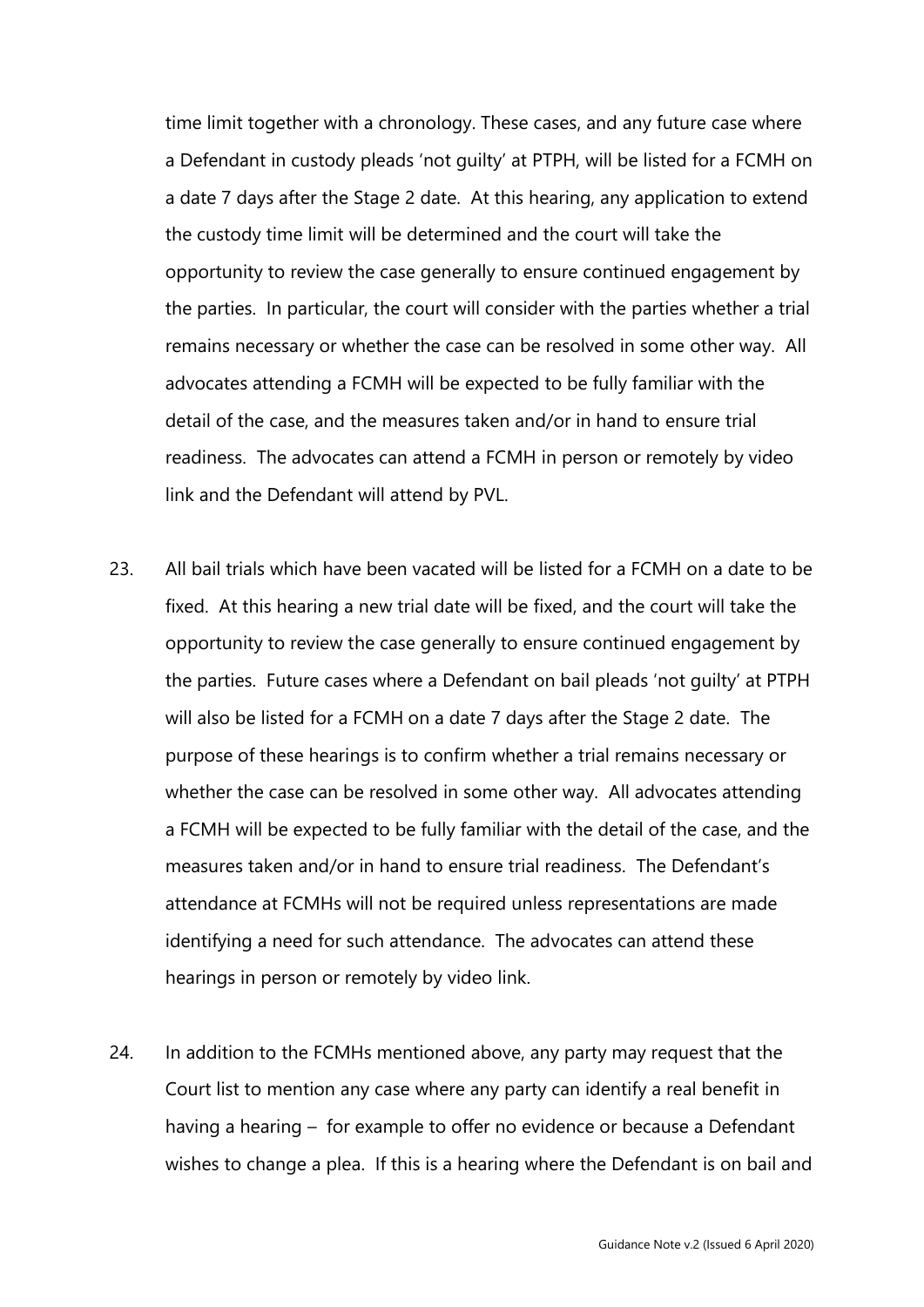time limit together with a chronology. These cases, and any future case where a Defendant in custody pleads 'not guilty' at PTPH, will be listed for a FCMH on a date 7 days after the Stage 2 date. At this hearing, any application to extend the custody time limit will be determined and the court will take the opportunity to review the case generally to ensure continued engagement by the parties. In particular, the court will consider with the parties whether a trial remains necessary or whether the case can be resolved in some other way. All advocates attending a FCMH will be expected to be fully familiar with the detail of the case, and the measures taken and/or in hand to ensure trial readiness. The advocates can attend a FCMH in person or remotely by video link and the Defendant will attend by PVL.

23. All bail trials which have been vacated will be listed for a FCMH on a date to be fixed. At this hearing a new trial date will be fixed, and the court will take the opportunity to review the case generally to ensure continued engagement by the parties. Future cases where a Defendant on bail pleads 'not guilty' at PTPH will also be listed for a FCMH on a date 7 days after the Stage 2 date. The purpose of these hearings is to confirm whether a trial remains necessary or whether the case can be resolved in some other way. All advocates attending a FCMH will be expected to be fully familiar with the detail of the case, and the measures taken and/or in hand to ensure trial readiness. The Defendant's attendance at FCMHs will not be required unless representations are made identifying a need for such attendance. The advocates can attend these hearings in person or remotely by video link.

24. In addition to the FCMHs mentioned above, any party may request that the Court list to mention any case where any party can identify a real benefit in having a hearing – for example to offer no evidence or because a Defendant wishes to change a plea. If this is a hearing where the Defendant is on bail and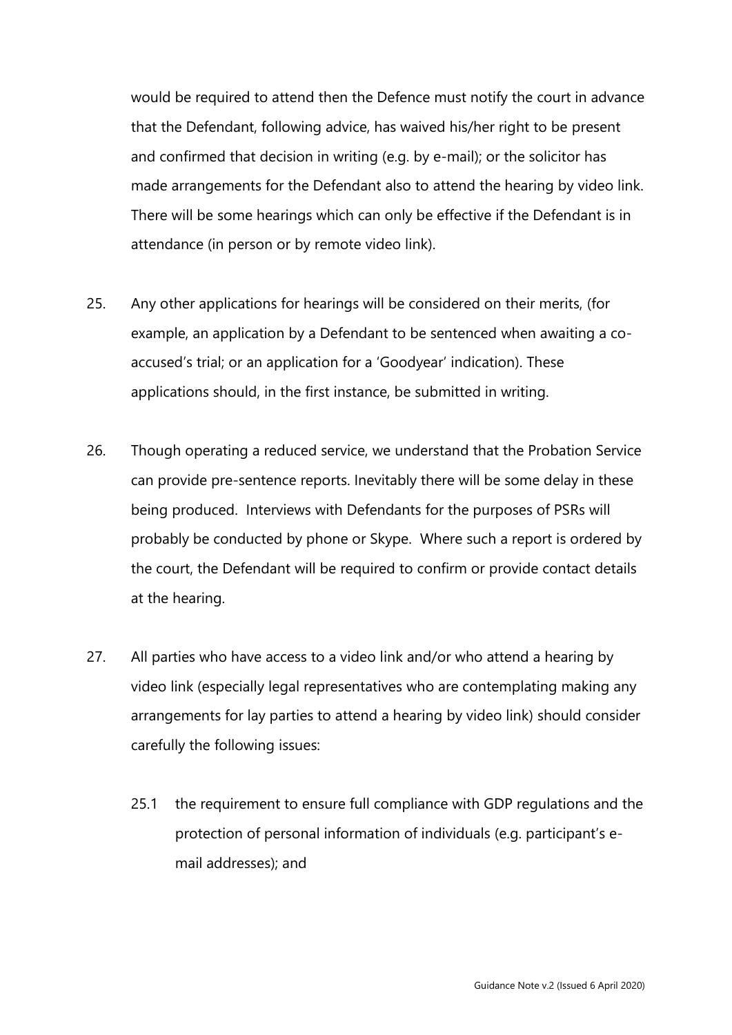would be required to attend then the Defence must notify the court in advance that the Defendant, following advice, has waived his/her right to be present and confirmed that decision in writing (e.g. by e-mail); or the solicitor has made arrangements for the Defendant also to attend the hearing by video link. There will be some hearings which can only be effective if the Defendant is in attendance (in person or by remote video link).

25. Any other applications for hearings will be considered on their merits, (for example, an application by a Defendant to be sentenced when awaiting a co-accused's trial; or an application for a 'Goodyear' indication). These applications should, in the first instance, be submitted in writing.

26. Though operating a reduced service, we understand that the Probation Service can provide pre-sentence reports. Inevitably there will be some delay in these being produced. Interviews with Defendants for the purposes of PSRs will probably be conducted by phone or Skype. Where such a report is ordered by the court, the Defendant will be required to confirm or provide contact details at the hearing.

27. All parties who have access to a video link and/or who attend a hearing by video link (especially legal representatives who are contemplating making any arrangements for lay parties to attend a hearing by video link) should consider carefully the following issues:

    25.1 the requirement to ensure full compliance with GDP regulations and the protection of personal information of individuals (e.g. participant's e-mail addresses); and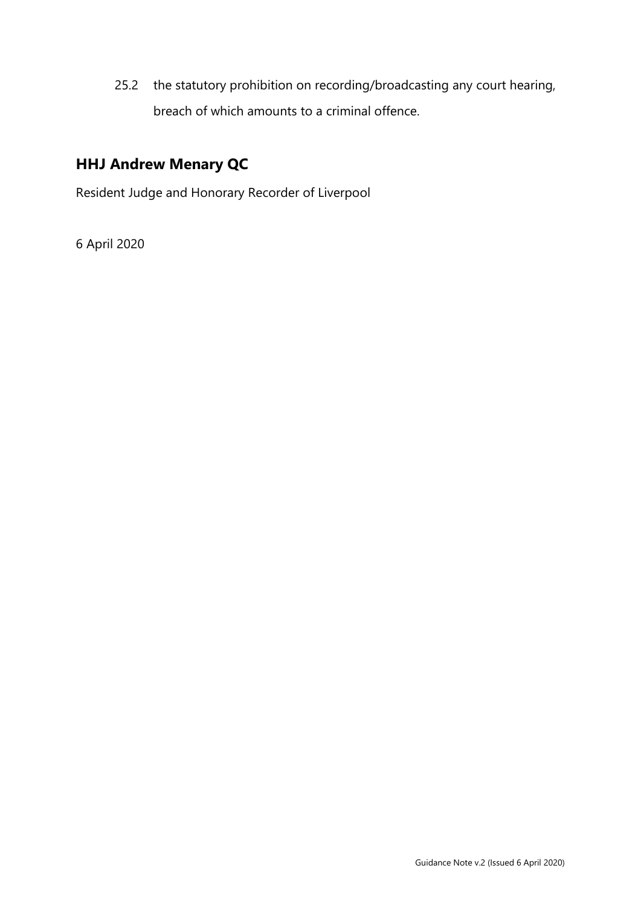25.2 the statutory prohibition on recording/broadcasting any court hearing, breach of which amounts to a criminal offence.

**HHJ Andrew Menary QC**

Resident Judge and Honorary Recorder of Liverpool

6 April 2020